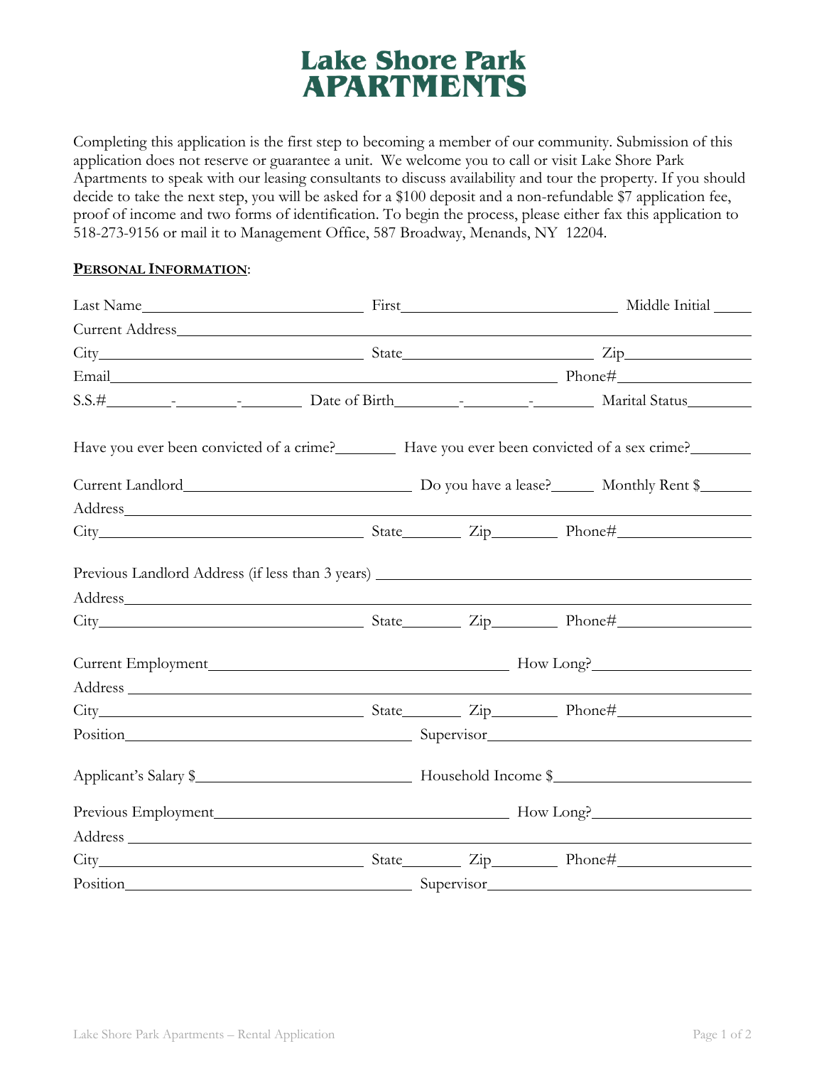# Lake Shore Park APARTMENTS

Completing this application is the first step to becoming a member of our community. Submission of this application does not reserve or guarantee a unit. We welcome you to call or visit Lake Shore Park Apartments to speak with our leasing consultants to discuss availability and tour the property. If you should decide to take the next step, you will be asked for a $100 deposit and a non-refundable $7 application fee, proof of income and two forms of identification. To begin the process, please either fax this application to 518-273-9156 or mail it to Management Office, 587 Broadway, Menands, NY 12204.

**PERSONAL INFORMATION**:

Last Name\_\_\_\_\_\_\_\_\_\_\_\_\_\_\_\_\_\_\_\_ First\_\_\_\_\_\_\_\_\_\_\_\_\_\_\_\_\_\_\_\_ Middle Initial\_\_\_\_\_

Current Address\_\_\_\_\_\_\_\_\_\_\_\_\_\_\_\_\_\_\_\_\_\_\_\_\_\_\_\_\_\_\_\_\_\_\_\_\_\_\_\_

City\_\_\_\_\_\_\_\_\_\_\_\_\_\_\_\_\_\_\_\_ State\_\_\_\_\_\_\_\_\_\_\_\_\_\_\_\_\_\_\_\_ Zip\_\_\_\_\_\_\_\_\_\_\_\_

Email\_\_\_\_\_\_\_\_\_\_\_\_\_\_\_\_\_\_\_\_\_\_\_\_\_\_\_\_\_\_\_\_\_\_\_\_ Phone#\_\_\_\_\_\_\_\_\_\_\_\_

S.S.#\_\_\_\_\_\_-\_\_\_\_\_\_-\_\_\_\_\_\_ Date of Birth\_\_\_\_\_\_-\_\_\_\_\_\_-\_\_\_\_\_\_ Marital Status\_\_\_\_\_\_

Have you ever been convicted of a crime?\_\_\_\_\_\_ Have you ever been convicted of a sex crime?\_\_\_\_\_\_

Current Landlord\_\_\_\_\_\_\_\_\_\_\_\_\_\_\_\_\_\_\_\_ Do you have a lease?\_\_\_\_\_ Monthly Rent $\_\_\_\_\_

Address\_\_\_\_\_\_\_\_\_\_\_\_\_\_\_\_\_\_\_\_\_\_\_\_\_\_\_\_\_\_\_\_\_\_\_\_\_\_\_\_

City\_\_\_\_\_\_\_\_\_\_\_\_\_\_\_\_\_\_\_\_ State\_\_\_\_\_\_ Zip\_\_\_\_\_\_ Phone#\_\_\_\_\_\_\_\_\_\_\_\_

Previous Landlord Address (if less than 3 years) \_\_\_\_\_\_\_\_\_\_\_\_\_\_\_\_\_\_\_\_\_\_\_\_\_\_\_\_

Address\_\_\_\_\_\_\_\_\_\_\_\_\_\_\_\_\_\_\_\_\_\_\_\_\_\_\_\_\_\_\_\_\_\_\_\_\_\_\_\_

City\_\_\_\_\_\_\_\_\_\_\_\_\_\_\_\_\_\_\_\_ State\_\_\_\_\_\_ Zip\_\_\_\_\_\_ Phone#\_\_\_\_\_\_\_\_\_\_\_\_

Current Employment\_\_\_\_\_\_\_\_\_\_\_\_\_\_\_\_\_\_\_\_\_\_\_\_\_\_\_\_ How Long?\_\_\_\_\_\_\_\_\_\_\_\_

Address \_\_\_\_\_\_\_\_\_\_\_\_\_\_\_\_\_\_\_\_\_\_\_\_\_\_\_\_\_\_\_\_\_\_\_\_\_\_\_\_

City\_\_\_\_\_\_\_\_\_\_\_\_\_\_\_\_\_\_\_\_ State\_\_\_\_\_\_ Zip\_\_\_\_\_\_ Phone#\_\_\_\_\_\_\_\_\_\_\_\_

Position\_\_\_\_\_\_\_\_\_\_\_\_\_\_\_\_\_\_\_\_\_\_\_\_ Supervisor\_\_\_\_\_\_\_\_\_\_\_\_\_\_\_\_\_\_\_\_

Applicant's Salary $\_\_\_\_\_\_\_\_\_\_\_\_\_\_\_\_\_\_\_\_ Household Income $\_\_\_\_\_\_\_\_\_\_\_\_\_\_\_\_\_\_\_\_

Previous Employment\_\_\_\_\_\_\_\_\_\_\_\_\_\_\_\_\_\_\_\_\_\_\_\_\_\_\_\_ How Long?\_\_\_\_\_\_\_\_\_\_\_\_

Address \_\_\_\_\_\_\_\_\_\_\_\_\_\_\_\_\_\_\_\_\_\_\_\_\_\_\_\_\_\_\_\_\_\_\_\_\_\_\_\_

City\_\_\_\_\_\_\_\_\_\_\_\_\_\_\_\_\_\_\_\_ State\_\_\_\_\_\_ Zip\_\_\_\_\_\_ Phone#\_\_\_\_\_\_\_\_\_\_\_\_

Position\_\_\_\_\_\_\_\_\_\_\_\_\_\_\_\_\_\_\_\_\_\_\_\_ Supervisor\_\_\_\_\_\_\_\_\_\_\_\_\_\_\_\_\_\_\_\_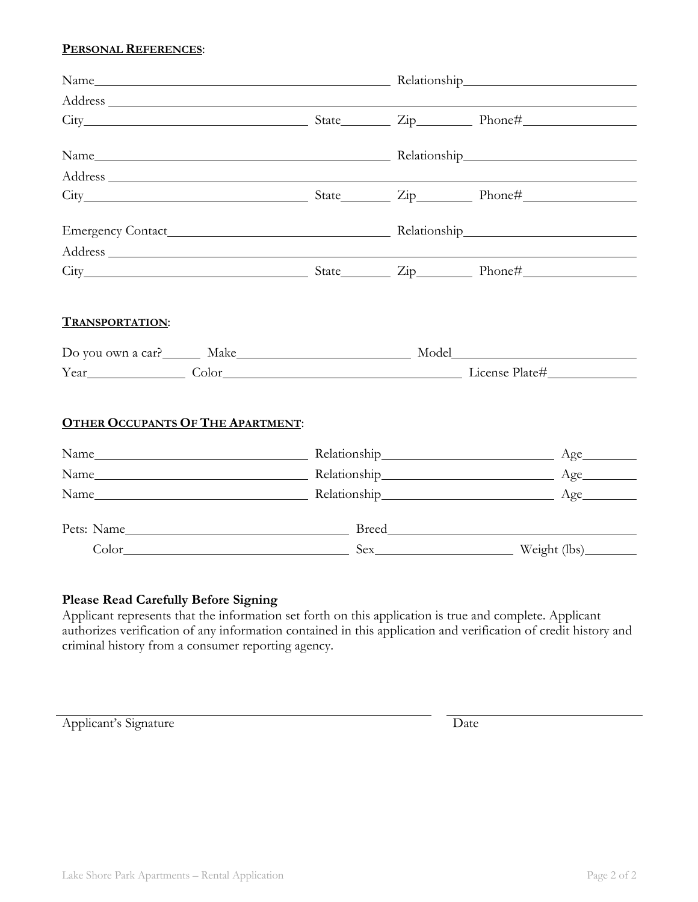**PERSONAL REFERENCES**:

Name\_\_\_\_\_\_\_\_\_\_\_\_\_\_\_\_\_\_\_\_\_\_\_\_\_\_\_\_\_\_\_\_\_\_\_\_\_\_\_\_ Relationship\_\_\_\_\_\_\_\_\_\_\_\_\_\_\_\_\_\_\_\_\_\_\_\_

Address \_\_\_\_\_\_\_\_\_\_\_\_\_\_\_\_\_\_\_\_\_\_\_\_\_\_\_\_\_\_\_\_\_\_\_\_\_\_\_\_\_\_\_\_\_\_\_\_\_\_\_\_\_\_\_\_\_\_\_\_\_\_\_\_\_\_\_\_

City\_\_\_\_\_\_\_\_\_\_\_\_\_\_\_\_\_\_\_\_\_\_\_\_\_\_\_\_\_\_ State\_\_\_\_\_\_ Zip\_\_\_\_\_\_\_ Phone#\_\_\_\_\_\_\_\_\_\_\_\_\_\_\_

Name\_\_\_\_\_\_\_\_\_\_\_\_\_\_\_\_\_\_\_\_\_\_\_\_\_\_\_\_\_\_\_\_\_\_\_\_\_\_\_\_ Relationship\_\_\_\_\_\_\_\_\_\_\_\_\_\_\_\_\_\_\_\_\_\_\_\_

Address \_\_\_\_\_\_\_\_\_\_\_\_\_\_\_\_\_\_\_\_\_\_\_\_\_\_\_\_\_\_\_\_\_\_\_\_\_\_\_\_\_\_\_\_\_\_\_\_\_\_\_\_\_\_\_\_\_\_\_\_\_\_\_\_\_\_\_\_

City\_\_\_\_\_\_\_\_\_\_\_\_\_\_\_\_\_\_\_\_\_\_\_\_\_\_\_\_\_\_ State\_\_\_\_\_\_ Zip\_\_\_\_\_\_\_ Phone#\_\_\_\_\_\_\_\_\_\_\_\_\_\_\_

Emergency Contact\_\_\_\_\_\_\_\_\_\_\_\_\_\_\_\_\_\_\_\_\_\_\_\_\_\_\_\_\_\_ Relationship\_\_\_\_\_\_\_\_\_\_\_\_\_\_\_\_\_\_\_\_\_\_\_\_

Address \_\_\_\_\_\_\_\_\_\_\_\_\_\_\_\_\_\_\_\_\_\_\_\_\_\_\_\_\_\_\_\_\_\_\_\_\_\_\_\_\_\_\_\_\_\_\_\_\_\_\_\_\_\_\_\_\_\_\_\_\_\_\_\_\_\_\_\_

City\_\_\_\_\_\_\_\_\_\_\_\_\_\_\_\_\_\_\_\_\_\_\_\_\_\_\_\_\_\_ State\_\_\_\_\_\_ Zip\_\_\_\_\_\_\_ Phone#\_\_\_\_\_\_\_\_\_\_\_\_\_\_\_

**TRANSPORTATION**:

Do you own a car?\_\_\_\_\_ Make\_\_\_\_\_\_\_\_\_\_\_\_\_\_\_\_\_\_\_\_\_\_\_ Model\_\_\_\_\_\_\_\_\_\_\_\_\_\_\_\_\_\_\_\_\_\_\_\_

Year\_\_\_\_\_\_\_\_\_\_\_\_ Color\_\_\_\_\_\_\_\_\_\_\_\_\_\_\_\_\_\_\_\_\_\_\_\_\_\_\_\_\_\_\_\_ License Plate#\_\_\_\_\_\_\_\_\_\_\_\_

**OTHER OCCUPANTS OF THE APARTMENT**:

Name\_\_\_\_\_\_\_\_\_\_\_\_\_\_\_\_\_\_\_\_\_\_\_\_\_\_\_\_\_\_ Relationship\_\_\_\_\_\_\_\_\_\_\_\_\_\_\_\_\_\_\_\_\_\_\_ Age\_\_\_\_\_\_\_

Name\_\_\_\_\_\_\_\_\_\_\_\_\_\_\_\_\_\_\_\_\_\_\_\_\_\_\_\_\_\_ Relationship\_\_\_\_\_\_\_\_\_\_\_\_\_\_\_\_\_\_\_\_\_\_\_ Age\_\_\_\_\_\_\_

Name\_\_\_\_\_\_\_\_\_\_\_\_\_\_\_\_\_\_\_\_\_\_\_\_\_\_\_\_\_\_ Relationship\_\_\_\_\_\_\_\_\_\_\_\_\_\_\_\_\_\_\_\_\_\_\_ Age\_\_\_\_\_\_\_

Pets: Name\_\_\_\_\_\_\_\_\_\_\_\_\_\_\_\_\_\_\_\_\_\_\_\_\_\_\_\_\_\_ Breed\_\_\_\_\_\_\_\_\_\_\_\_\_\_\_\_\_\_\_\_\_\_\_\_\_\_\_\_\_\_\_\_\_\_

Color\_\_\_\_\_\_\_\_\_\_\_\_\_\_\_\_\_\_\_\_\_\_\_\_\_\_\_\_\_\_ Sex\_\_\_\_\_\_\_\_\_\_\_\_\_\_\_\_\_\_ Weight (lbs)\_\_\_\_\_\_\_

**Please Read Carefully Before Signing**

Applicant represents that the information set forth on this application is true and complete. Applicant authorizes verification of any information contained in this application and verification of credit history and criminal history from a consumer reporting agency.

\_\_\_\_\_\_\_\_\_\_\_\_\_\_\_\_\_\_\_\_\_\_\_\_\_\_\_\_\_\_\_\_\_\_\_\_\_\_\_\_\_\_\_\_\_\_ \_\_\_\_\_\_\_\_\_\_\_\_\_\_\_\_\_\_\_\_\_\_\_\_\_\_\_\_

Applicant's Signature Date